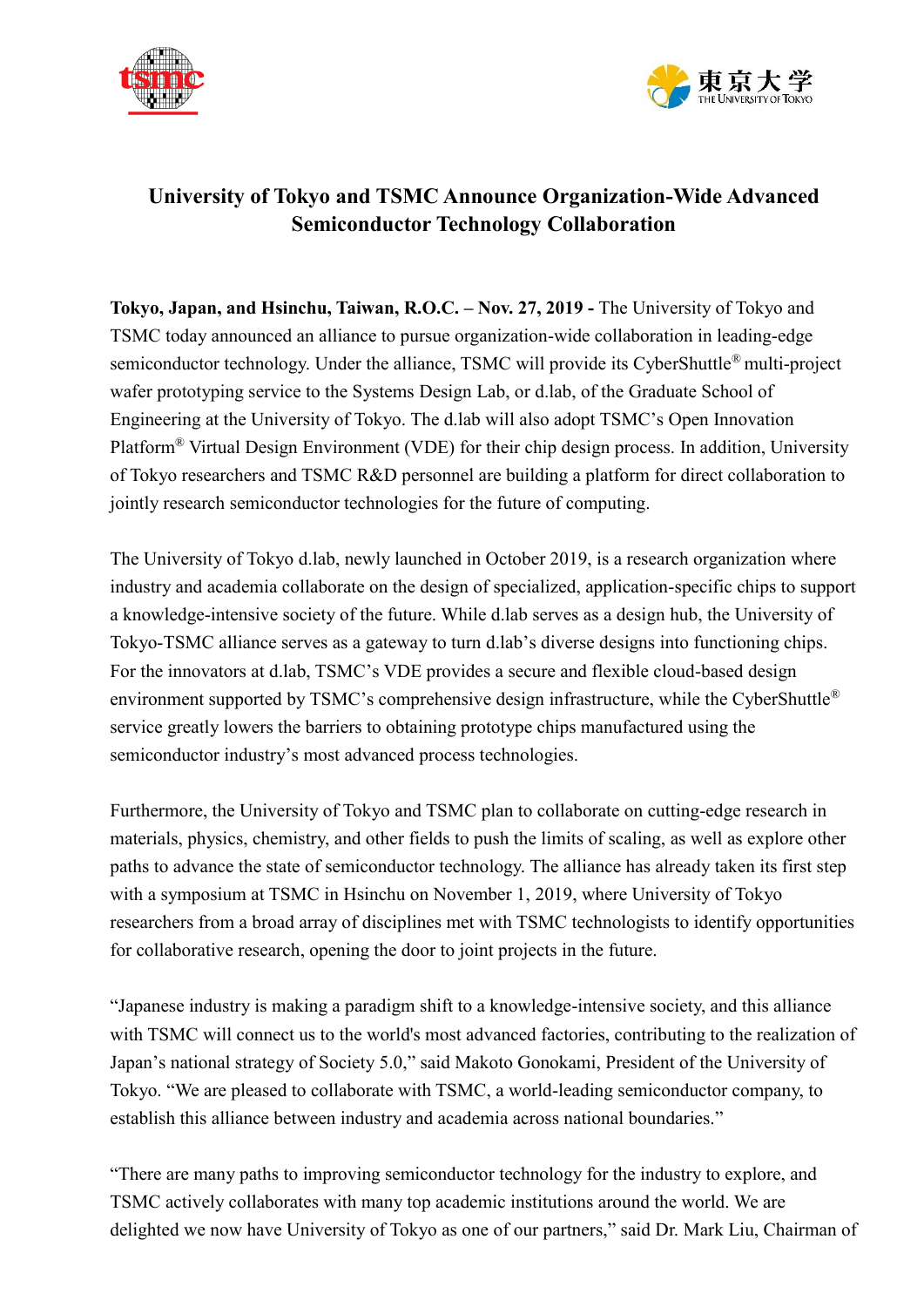# University of Tokyo and TSMC Announce Organization-Wide Advanced Semiconductor Technology Collaboration

**Tokyo, Japan, and Hsinchu, Taiwan, R.O.C. – Nov. 27, 2019 -** The University of Tokyo and TSMC today announced an alliance to pursue organization-wide collaboration in leading-edge semiconductor technology. Under the alliance, TSMC will provide its CyberShuttle® multi-project wafer prototyping service to the Systems Design Lab, or d.lab, of the Graduate School of Engineering at the University of Tokyo. The d.lab will also adopt TSMC's Open Innovation Platform® Virtual Design Environment (VDE) for their chip design process. In addition, University of Tokyo researchers and TSMC R&D personnel are building a platform for direct collaboration to jointly research semiconductor technologies for the future of computing.

The University of Tokyo d.lab, newly launched in October 2019, is a research organization where industry and academia collaborate on the design of specialized, application-specific chips to support a knowledge-intensive society of the future. While d.lab serves as a design hub, the University of Tokyo-TSMC alliance serves as a gateway to turn d.lab's diverse designs into functioning chips. For the innovators at d.lab, TSMC's VDE provides a secure and flexible cloud-based design environment supported by TSMC's comprehensive design infrastructure, while the CyberShuttle® service greatly lowers the barriers to obtaining prototype chips manufactured using the semiconductor industry's most advanced process technologies.

Furthermore, the University of Tokyo and TSMC plan to collaborate on cutting-edge research in materials, physics, chemistry, and other fields to push the limits of scaling, as well as explore other paths to advance the state of semiconductor technology. The alliance has already taken its first step with a symposium at TSMC in Hsinchu on November 1, 2019, where University of Tokyo researchers from a broad array of disciplines met with TSMC technologists to identify opportunities for collaborative research, opening the door to joint projects in the future.

"Japanese industry is making a paradigm shift to a knowledge-intensive society, and this alliance with TSMC will connect us to the world's most advanced factories, contributing to the realization of Japan's national strategy of Society 5.0," said Makoto Gonokami, President of the University of Tokyo. "We are pleased to collaborate with TSMC, a world-leading semiconductor company, to establish this alliance between industry and academia across national boundaries."

"There are many paths to improving semiconductor technology for the industry to explore, and TSMC actively collaborates with many top academic institutions around the world. We are delighted we now have University of Tokyo as one of our partners," said Dr. Mark Liu, Chairman of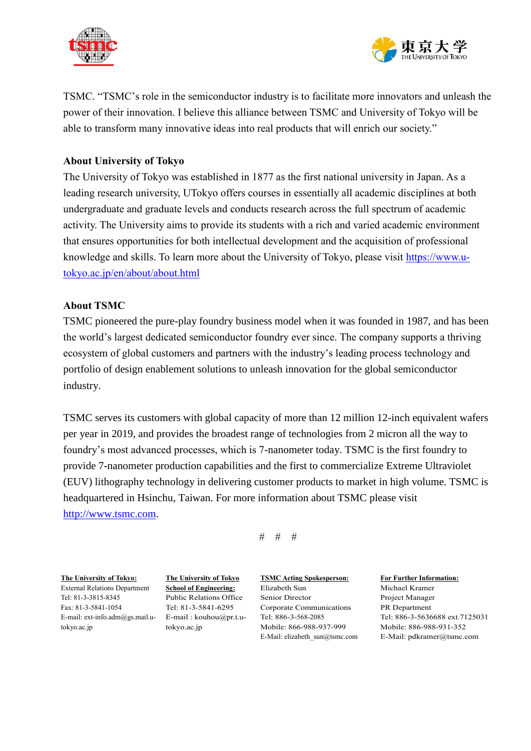TSMC. “TSMC’s role in the semiconductor industry is to facilitate more innovators and unleash the power of their innovation. I believe this alliance between TSMC and University of Tokyo will be able to transform many innovative ideas into real products that will enrich our society.”

**About University of Tokyo**

The University of Tokyo was established in 1877 as the first national university in Japan. As a leading research university, UTokyo offers courses in essentially all academic disciplines at both undergraduate and graduate levels and conducts research across the full spectrum of academic activity. The University aims to provide its students with a rich and varied academic environment that ensures opportunities for both intellectual development and the acquisition of professional knowledge and skills. To learn more about the University of Tokyo, please visit [https://www.u-tokyo.ac.jp/en/about/about.html](https://www.u-tokyo.ac.jp/en/about/about.html)

**About TSMC**

TSMC pioneered the pure-play foundry business model when it was founded in 1987, and has been the world’s largest dedicated semiconductor foundry ever since. The company supports a thriving ecosystem of global customers and partners with the industry’s leading process technology and portfolio of design enablement solutions to unleash innovation for the global semiconductor industry.

TSMC serves its customers with global capacity of more than 12 million 12-inch equivalent wafers per year in 2019, and provides the broadest range of technologies from 2 micron all the way to foundry’s most advanced processes, which is 7-nanometer today. TSMC is the first foundry to provide 7-nanometer production capabilities and the first to commercialize Extreme Ultraviolet (EUV) lithography technology in delivering customer products to market in high volume. TSMC is headquartered in Hsinchu, Taiwan. For more information about TSMC please visit [http://www.tsmc.com](http://www.tsmc.com).

# # #

**The University of Tokyo:**
External Relations Department
Tel: 81-3-3815-8345
Fax: 81-3-5841-1054
E-mail: ext-info.adm@gs.mail.u-tokyo.ac.jp

**The University of Tokyo School of Engineering:**
Public Relations Office
Tel: 81-3-5841-6295
E-mail : kouhou@pr.t.u-tokyo.ac.jp

**TSMC Acting Spokesperson:**
Elizabeth Sun
Senior Director
Corporate Communications
Tel: 886-3-568-2085
Mobile: 866-988-937-999
E-Mail: elizabeth_sun@tsmc.com

**For Further Information:**
Michael Kramer
Project Manager
PR Department
Tel: 886-3-5636688 ext.7125031
Mobile: 886-988-931-352
E-Mail: pdkramer@tsmc.com